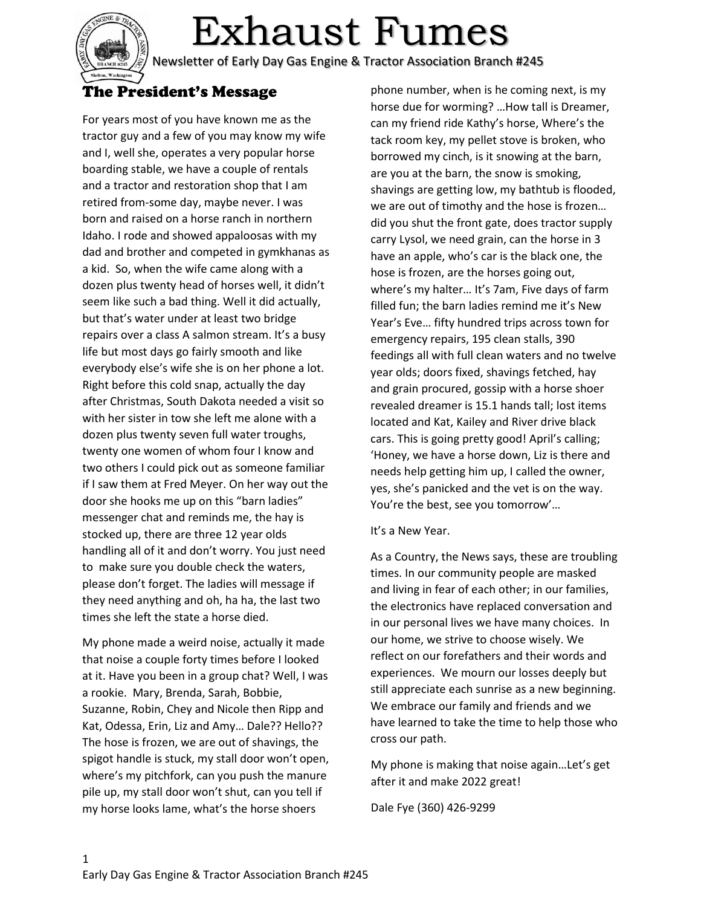# Exhaust Fumes

Newsletter of Early Day Gas Engine & Tractor Association Branch #245

## The President's Message

For years most of you have known me as the tractor guy and a few of you may know my wife and I, well she, operates a very popular horse boarding stable, we have a couple of rentals and a tractor and restoration shop that I am retired from-some day, maybe never. I was born and raised on a horse ranch in northern Idaho. I rode and showed appaloosas with my dad and brother and competed in gymkhanas as a kid. So, when the wife came along with a dozen plus twenty head of horses well, it didn't seem like such a bad thing. Well it did actually, but that's water under at least two bridge repairs over a class A salmon stream. It's a busy life but most days go fairly smooth and like everybody else's wife she is on her phone a lot. Right before this cold snap, actually the day after Christmas, South Dakota needed a visit so with her sister in tow she left me alone with a dozen plus twenty seven full water troughs, twenty one women of whom four I know and two others I could pick out as someone familiar if I saw them at Fred Meyer. On her way out the door she hooks me up on this "barn ladies" messenger chat and reminds me, the hay is stocked up, there are three 12 year olds handling all of it and don't worry. You just need to make sure you double check the waters, please don't forget. The ladies will message if they need anything and oh, ha ha, the last two times she left the state a horse died.

My phone made a weird noise, actually it made that noise a couple forty times before I looked at it. Have you been in a group chat? Well, I was a rookie. Mary, Brenda, Sarah, Bobbie, Suzanne, Robin, Chey and Nicole then Ripp and Kat, Odessa, Erin, Liz and Amy… Dale?? Hello?? The hose is frozen, we are out of shavings, the spigot handle is stuck, my stall door won't open, where's my pitchfork, can you push the manure pile up, my stall door won't shut, can you tell if my horse looks lame, what's the horse shoers phone number, when is he coming next, is my horse due for worming? …How tall is Dreamer, can my friend ride Kathy's horse, Where's the tack room key, my pellet stove is broken, who borrowed my cinch, is it snowing at the barn, are you at the barn, the snow is smoking, shavings are getting low, my bathtub is flooded, we are out of timothy and the hose is frozen… did you shut the front gate, does tractor supply carry Lysol, we need grain, can the horse in 3 have an apple, who's car is the black one, the hose is frozen, are the horses going out, where's my halter… It's 7am, Five days of farm filled fun; the barn ladies remind me it's New Year's Eve… fifty hundred trips across town for emergency repairs, 195 clean stalls, 390 feedings all with full clean waters and no twelve year olds; doors fixed, shavings fetched, hay and grain procured, gossip with a horse shoer revealed dreamer is 15.1 hands tall; lost items located and Kat, Kailey and River drive black cars. This is going pretty good! April's calling; 'Honey, we have a horse down, Liz is there and needs help getting him up, I called the owner, yes, she's panicked and the vet is on the way. You're the best, see you tomorrow'…

It's a New Year.

As a Country, the News says, these are troubling times. In our community people are masked and living in fear of each other; in our families, the electronics have replaced conversation and in our personal lives we have many choices. In our home, we strive to choose wisely. We reflect on our forefathers and their words and experiences. We mourn our losses deeply but still appreciate each sunrise as a new beginning. We embrace our family and friends and we have learned to take the time to help those who cross our path.

My phone is making that noise again…Let's get after it and make 2022 great!

Dale Fye (360) 426-9299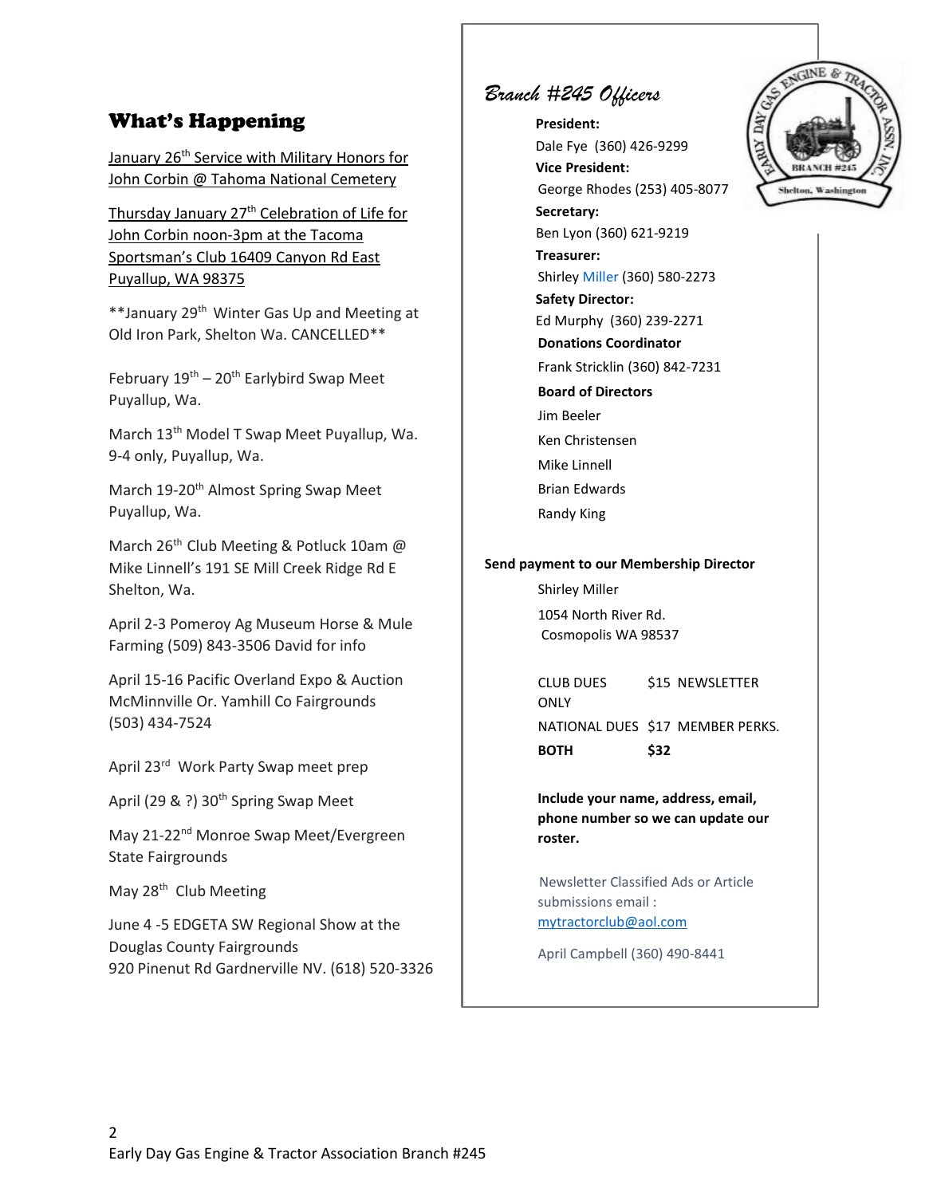## What's Happening

January 26th Service with Military Honors for John Corbin @ Tahoma National Cemetery

Thursday January 27th Celebration of Life for John Corbin noon-3pm at the Tacoma Sportsman's Club 16409 Canyon Rd East Puyallup, WA 98375

**January 29th Winter Gas Up and Meeting at Old Iron Park, Shelton Wa. CANCELLED**

February 19th – 20th Earlybird Swap Meet Puyallup, Wa.

March 13th Model T Swap Meet Puyallup, Wa. 9-4 only, Puyallup, Wa.

March 19-20th Almost Spring Swap Meet Puyallup, Wa.

March 26th Club Meeting & Potluck 10am @ Mike Linnell's 191 SE Mill Creek Ridge Rd E Shelton, Wa.

April 2-3 Pomeroy Ag Museum Horse & Mule Farming (509) 843-3506 David for info

April 15-16 Pacific Overland Expo & Auction McMinnville Or. Yamhill Co Fairgrounds (503) 434-7524

April 23rd Work Party Swap meet prep

April (29 & ?) 30th Spring Swap Meet

May 21-22nd Monroe Swap Meet/Evergreen State Fairgrounds

May 28th Club Meeting

June 4 -5 EDGETA SW Regional Show at the Douglas County Fairgrounds
920 Pinenut Rd Gardnerville NV. (618) 520-3326

## *Branch #245 Officers*

**President:**
Dale Fye (360) 426-9299

**Vice President:**
George Rhodes (253) 405-8077

**Secretary:**
Ben Lyon (360) 621-9219

**Treasurer:**
Shirley Miller (360) 580-2273

**Safety Director:**
Ed Murphy (360) 239-2271

**Donations Coordinator**
Frank Stricklin (360) 842-7231

**Board of Directors**
Jim Beeler
Ken Christensen
Mike Linnell
Brian Edwards
Randy King

**Send payment to our Membership Director**

Shirley Miller
1054 North River Rd.
Cosmopolis WA 98537

| | | |
|---|---|---|
| CLUB DUES | $15 | NEWSLETTER ONLY |
| NATIONAL DUES | $17 | MEMBER PERKS. |
| **BOTH** | **$32** | |

**Include your name, address, email, phone number so we can update our roster.**

Newsletter Classified Ads or Article submissions email :
mytractorclub@aol.com

April Campbell (360) 490-8441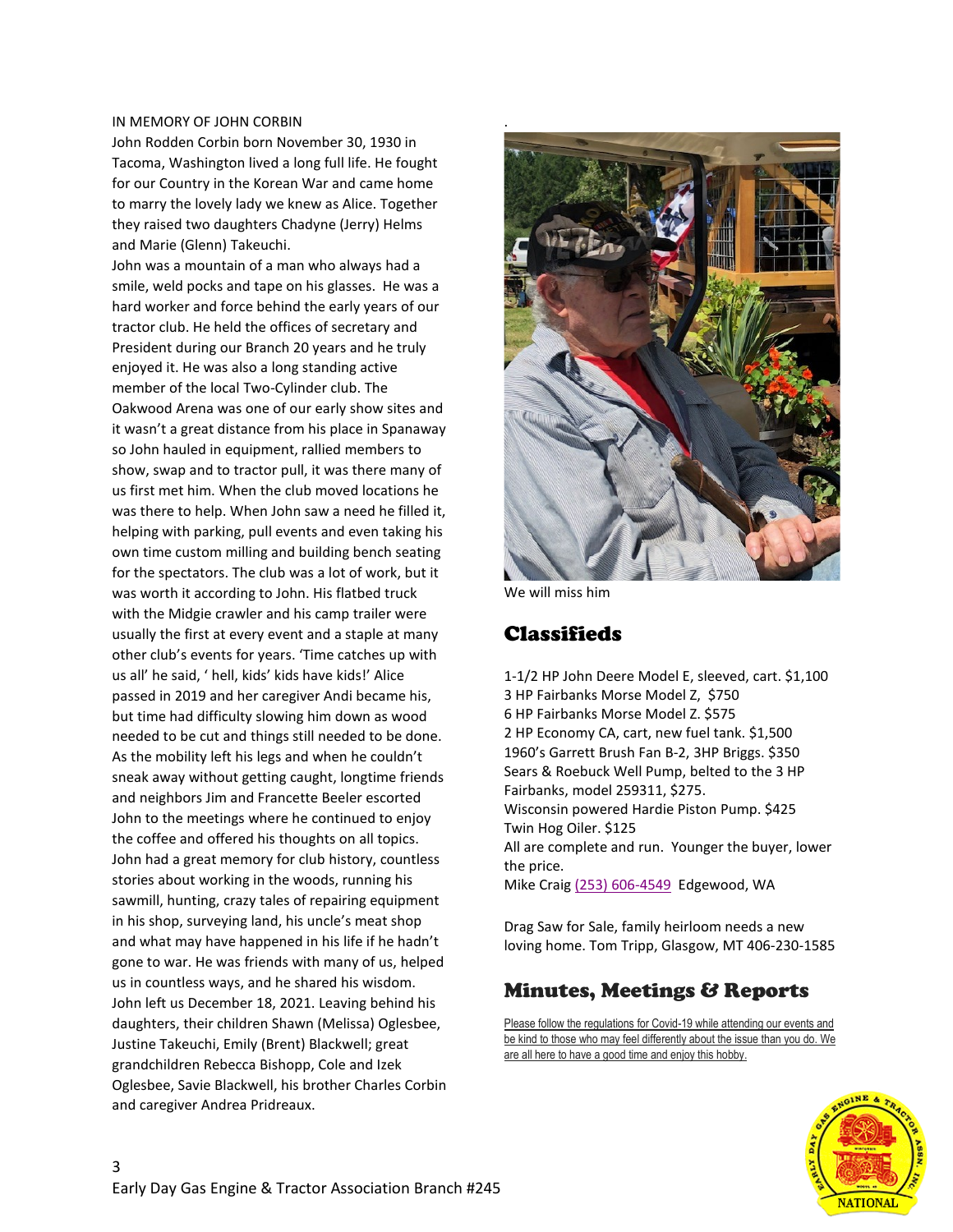IN MEMORY OF JOHN CORBIN

John Rodden Corbin born November 30, 1930 in Tacoma, Washington lived a long full life. He fought for our Country in the Korean War and came home to marry the lovely lady we knew as Alice. Together they raised two daughters Chadyne (Jerry) Helms and Marie (Glenn) Takeuchi.

John was a mountain of a man who always had a smile, weld pocks and tape on his glasses. He was a hard worker and force behind the early years of our tractor club. He held the offices of secretary and President during our Branch 20 years and he truly enjoyed it. He was also a long standing active member of the local Two-Cylinder club. The Oakwood Arena was one of our early show sites and it wasn't a great distance from his place in Spanaway so John hauled in equipment, rallied members to show, swap and to tractor pull, it was there many of us first met him. When the club moved locations he was there to help. When John saw a need he filled it, helping with parking, pull events and even taking his own time custom milling and building bench seating for the spectators. The club was a lot of work, but it was worth it according to John. His flatbed truck with the Midgie crawler and his camp trailer were usually the first at every event and a staple at many other club's events for years. 'Time catches up with us all' he said, ' hell, kids' kids have kids!' Alice passed in 2019 and her caregiver Andi became his, but time had difficulty slowing him down as wood needed to be cut and things still needed to be done. As the mobility left his legs and when he couldn't sneak away without getting caught, longtime friends and neighbors Jim and Francette Beeler escorted John to the meetings where he continued to enjoy the coffee and offered his thoughts on all topics. John had a great memory for club history, countless stories about working in the woods, running his sawmill, hunting, crazy tales of repairing equipment in his shop, surveying land, his uncle's meat shop and what may have happened in his life if he hadn't gone to war. He was friends with many of us, helped us in countless ways, and he shared his wisdom. John left us December 18, 2021. Leaving behind his daughters, their children Shawn (Melissa) Oglesbee, Justine Takeuchi, Emily (Brent) Blackwell; great grandchildren Rebecca Bishopp, Cole and Izek Oglesbee, Savie Blackwell, his brother Charles Corbin and caregiver Andrea Pridreaux.

We will miss him

## Classifieds

1-1/2 HP John Deere Model E, sleeved, cart. $1,100
3 HP Fairbanks Morse Model Z, $750
6 HP Fairbanks Morse Model Z. $575
2 HP Economy CA, cart, new fuel tank. $1,500
1960's Garrett Brush Fan B-2, 3HP Briggs. $350
Sears & Roebuck Well Pump, belted to the 3 HP Fairbanks, model 259311, $275.
Wisconsin powered Hardie Piston Pump. $425
Twin Hog Oiler. $125
All are complete and run. Younger the buyer, lower the price.
Mike Craig (253) 606-4549 Edgewood, WA

Drag Saw for Sale, family heirloom needs a new loving home. Tom Tripp, Glasgow, MT 406-230-1585

## Minutes, Meetings & Reports

Please follow the regulations for Covid-19 while attending our events and be kind to those who may feel differently about the issue than you do. We are all here to have a good time and enjoy this hobby.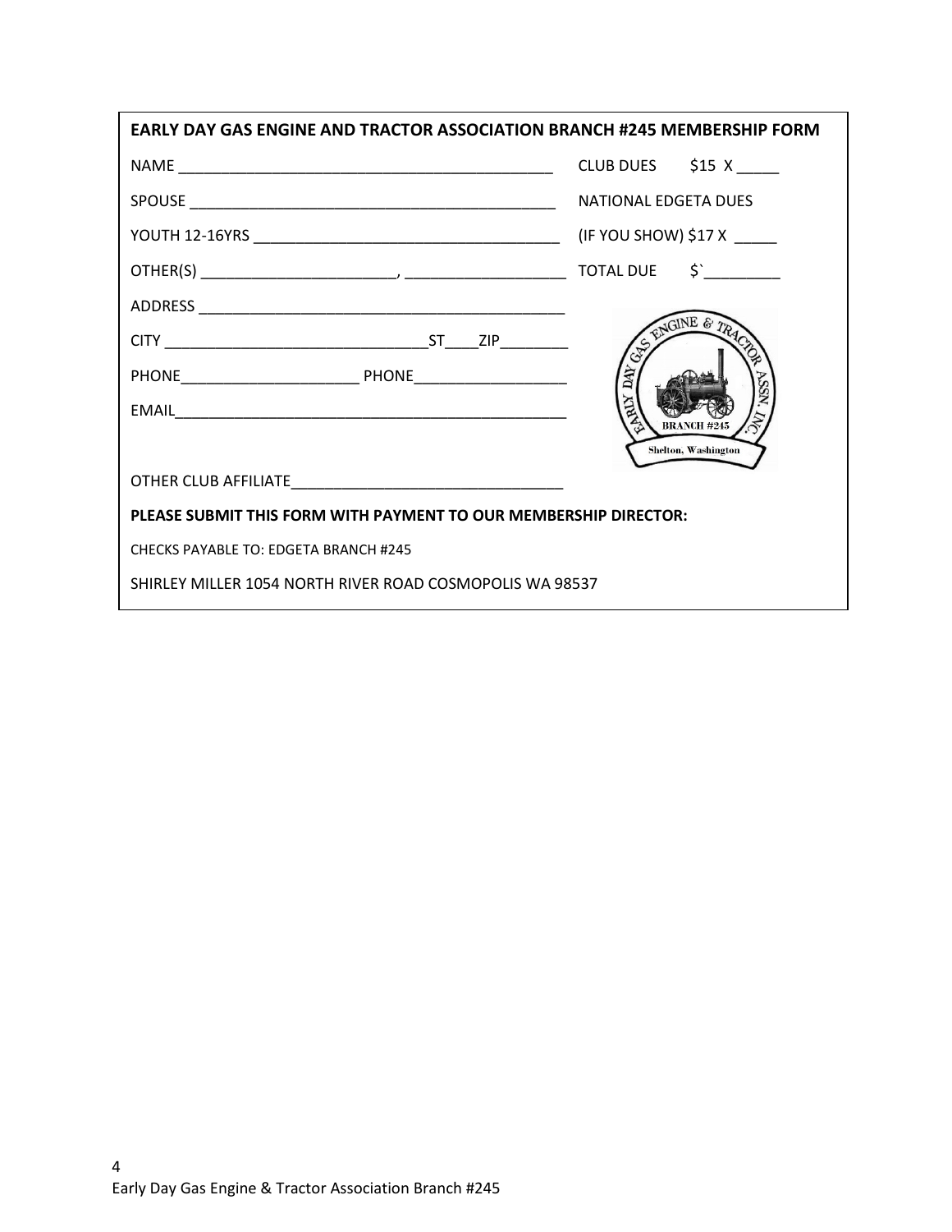**EARLY DAY GAS ENGINE AND TRACTOR ASSOCIATION BRANCH #245 MEMBERSHIP FORM**

NAME ____________________________________________ CLUB DUES $15 X _____

SPOUSE ____________________________________________ NATIONAL EDGETA DUES

YOUTH 12-16YRS ____________________________________ (IF YOU SHOW) $17 X _____

OTHER(S) _______________________, ___________________ TOTAL DUE $`_________

ADDRESS ___________________________________________

CITY _________________________________ST____ZIP________

PHONE_____________________ PHONE__________________

EMAIL______________________________________________

OTHER CLUB AFFILIATE_______________________________

**PLEASE SUBMIT THIS FORM WITH PAYMENT TO OUR MEMBERSHIP DIRECTOR:**

CHECKS PAYABLE TO: EDGETA BRANCH #245

SHIRLEY MILLER 1054 NORTH RIVER ROAD COSMOPOLIS WA 98537